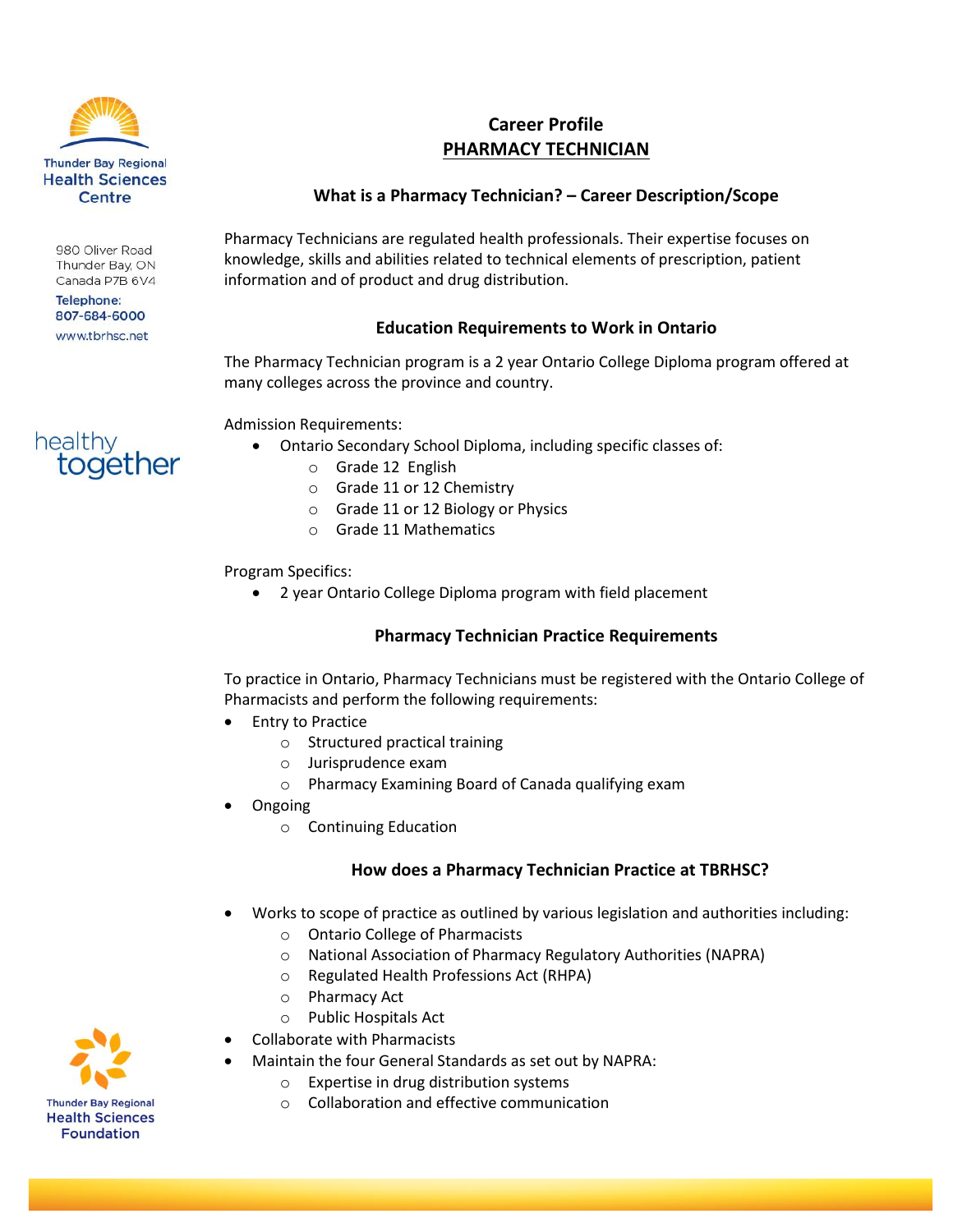Thunder Bay Regional Health Sciences Centre

980 Oliver Road
Thunder Bay, ON
Canada P7B 6V4

Telephone:
807-684-6000

www.tbrhsc.net

healthy together

# Career Profile
# PHARMACY TECHNICIAN

## What is a Pharmacy Technician? – Career Description/Scope

Pharmacy Technicians are regulated health professionals. Their expertise focuses on knowledge, skills and abilities related to technical elements of prescription, patient information and of product and drug distribution.

## Education Requirements to Work in Ontario

The Pharmacy Technician program is a 2 year Ontario College Diploma program offered at many colleges across the province and country.

Admission Requirements:

- Ontario Secondary School Diploma, including specific classes of:
  - Grade 12 English
  - Grade 11 or 12 Chemistry
  - Grade 11 or 12 Biology or Physics
  - Grade 11 Mathematics

Program Specifics:

- 2 year Ontario College Diploma program with field placement

## Pharmacy Technician Practice Requirements

To practice in Ontario, Pharmacy Technicians must be registered with the Ontario College of Pharmacists and perform the following requirements:

- Entry to Practice
  - Structured practical training
  - Jurisprudence exam
  - Pharmacy Examining Board of Canada qualifying exam
- Ongoing
  - Continuing Education

## How does a Pharmacy Technician Practice at TBRHSC?

- Works to scope of practice as outlined by various legislation and authorities including:
  - Ontario College of Pharmacists
  - National Association of Pharmacy Regulatory Authorities (NAPRA)
  - Regulated Health Professions Act (RHPA)
  - Pharmacy Act
  - Public Hospitals Act
- Collaborate with Pharmacists
- Maintain the four General Standards as set out by NAPRA:
  - Expertise in drug distribution systems
  - Collaboration and effective communication

Thunder Bay Regional Health Sciences Foundation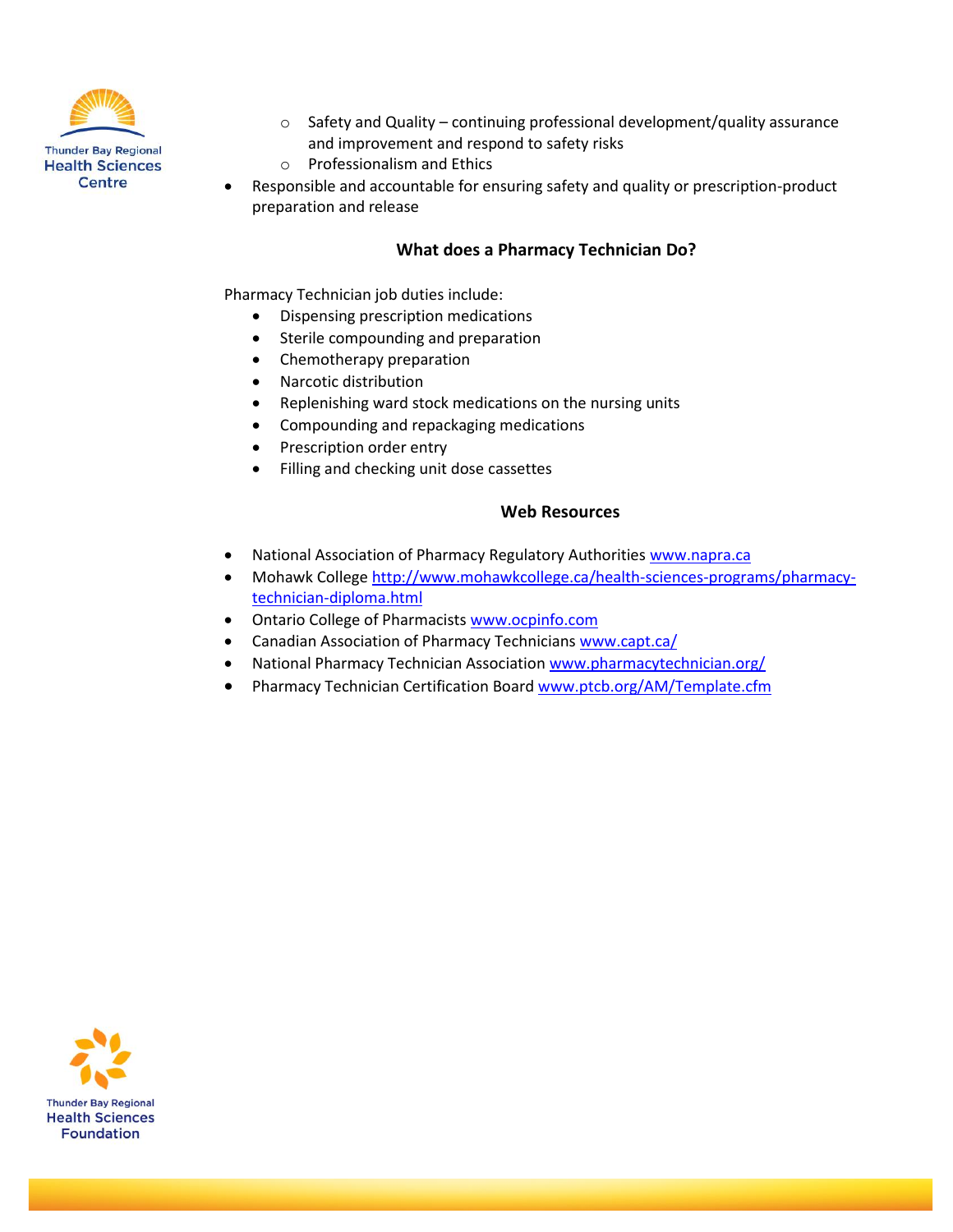- Safety and Quality – continuing professional development/quality assurance and improvement and respond to safety risks
    - Professionalism and Ethics
- Responsible and accountable for ensuring safety and quality or prescription-product preparation and release

### What does a Pharmacy Technician Do?

Pharmacy Technician job duties include:

- Dispensing prescription medications
- Sterile compounding and preparation
- Chemotherapy preparation
- Narcotic distribution
- Replenishing ward stock medications on the nursing units
- Compounding and repackaging medications
- Prescription order entry
- Filling and checking unit dose cassettes

### Web Resources

- National Association of Pharmacy Regulatory Authorities www.napra.ca
- Mohawk College http://www.mohawkcollege.ca/health-sciences-programs/pharmacy-technician-diploma.html
- Ontario College of Pharmacists www.ocpinfo.com
- Canadian Association of Pharmacy Technicians www.capt.ca/
- National Pharmacy Technician Association www.pharmacytechnician.org/
- Pharmacy Technician Certification Board www.ptcb.org/AM/Template.cfm